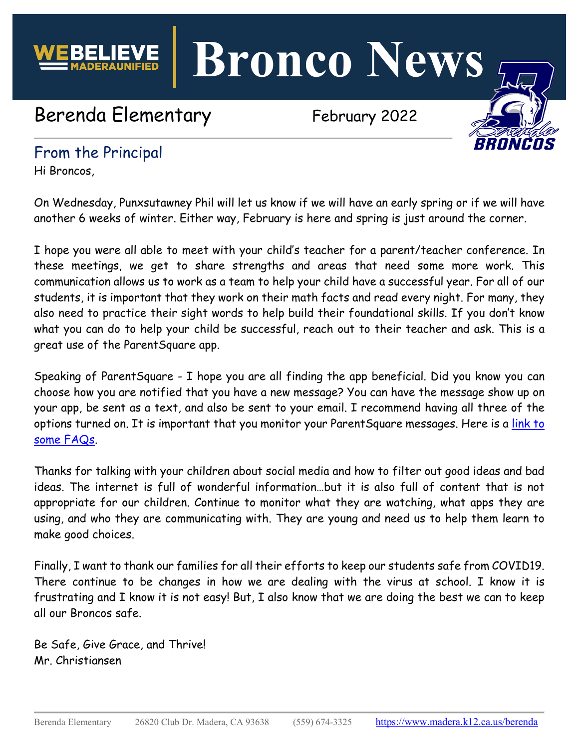# Bronco News

WE BELIEVE MADERA UNIFIED

## Berenda Elementary

February 2022

## From the Principal

Hi Broncos,

On Wednesday, Punxsutawney Phil will let us know if we will have an early spring or if we will have another 6 weeks of winter. Either way, February is here and spring is just around the corner.

I hope you were all able to meet with your child's teacher for a parent/teacher conference. In these meetings, we get to share strengths and areas that need some more work. This communication allows us to work as a team to help your child have a successful year. For all of our students, it is important that they work on their math facts and read every night. For many, they also need to practice their sight words to help build their foundational skills. If you don't know what you can do to help your child be successful, reach out to their teacher and ask. This is a great use of the ParentSquare app.

Speaking of ParentSquare - I hope you are all finding the app beneficial. Did you know you can choose how you are notified that you have a new message? You can have the message show up on your app, be sent as a text, and also be sent to your email. I recommend having all three of the options turned on. It is important that you monitor your ParentSquare messages. Here is a link to some FAQs.

Thanks for talking with your children about social media and how to filter out good ideas and bad ideas. The internet is full of wonderful information…but it is also full of content that is not appropriate for our children. Continue to monitor what they are watching, what apps they are using, and who they are communicating with. They are young and need us to help them learn to make good choices.

Finally, I want to thank our families for all their efforts to keep our students safe from COVID19. There continue to be changes in how we are dealing with the virus at school. I know it is frustrating and I know it is not easy! But, I also know that we are doing the best we can to keep all our Broncos safe.

Be Safe, Give Grace, and Thrive!
Mr. Christiansen

Berenda Elementary 26820 Club Dr. Madera, CA 93638 (559) 674-3325 https://www.madera.k12.ca.us/berenda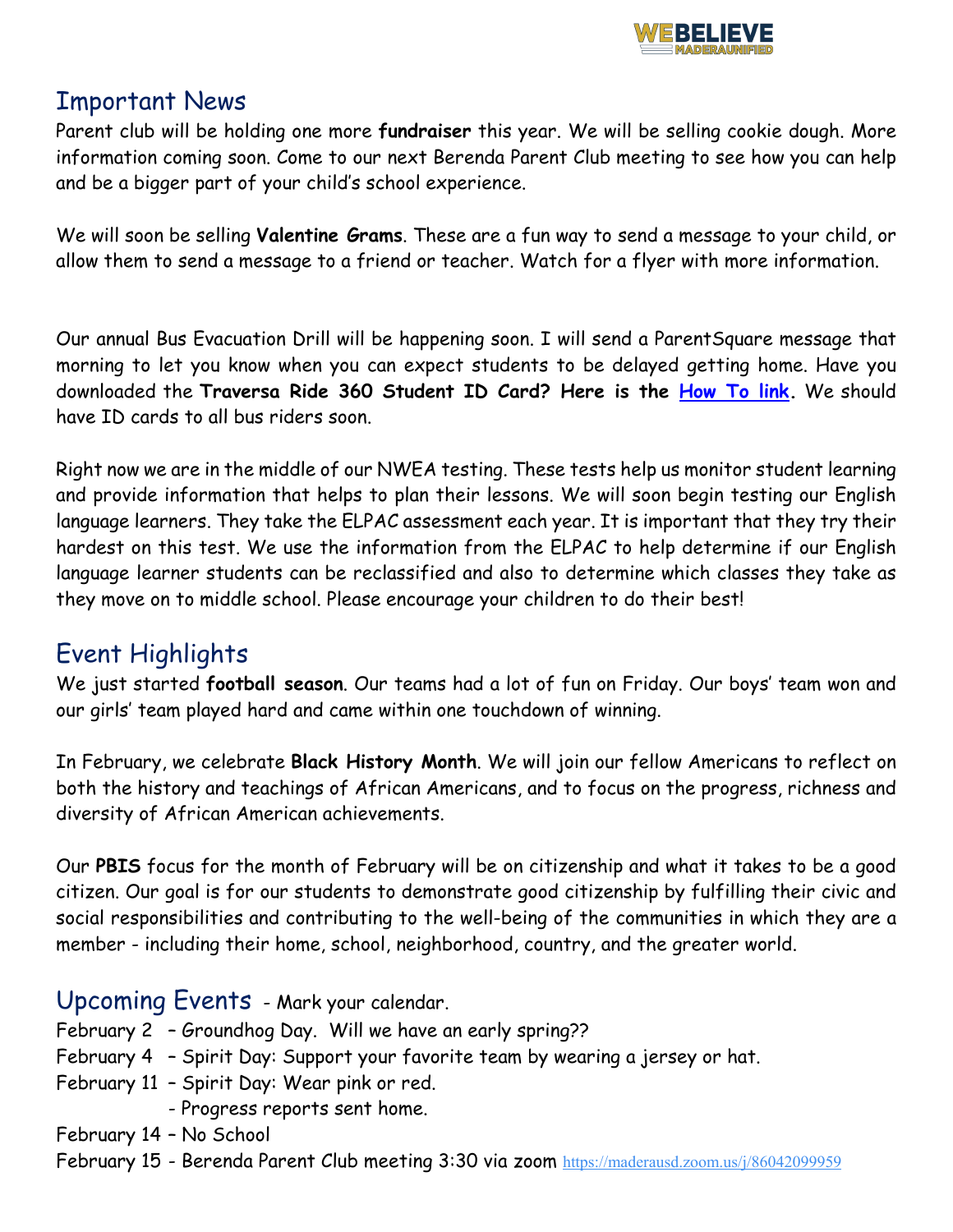## Important News

Parent club will be holding one more **fundraiser** this year. We will be selling cookie dough. More information coming soon. Come to our next Berenda Parent Club meeting to see how you can help and be a bigger part of your child's school experience.

We will soon be selling **Valentine Grams**. These are a fun way to send a message to your child, or allow them to send a message to a friend or teacher. Watch for a flyer with more information.

Our annual Bus Evacuation Drill will be happening soon. I will send a ParentSquare message that morning to let you know when you can expect students to be delayed getting home. Have you downloaded the **Traversa Ride 360 Student ID Card? Here is the How To link.** We should have ID cards to all bus riders soon.

Right now we are in the middle of our NWEA testing. These tests help us monitor student learning and provide information that helps to plan their lessons. We will soon begin testing our English language learners. They take the ELPAC assessment each year. It is important that they try their hardest on this test. We use the information from the ELPAC to help determine if our English language learner students can be reclassified and also to determine which classes they take as they move on to middle school. Please encourage your children to do their best!

## Event Highlights

We just started **football season**. Our teams had a lot of fun on Friday. Our boys' team won and our girls' team played hard and came within one touchdown of winning.

In February, we celebrate **Black History Month**. We will join our fellow Americans to reflect on both the history and teachings of African Americans, and to focus on the progress, richness and diversity of African American achievements.

Our **PBIS** focus for the month of February will be on citizenship and what it takes to be a good citizen. Our goal is for our students to demonstrate good citizenship by fulfilling their civic and social responsibilities and contributing to the well-being of the communities in which they are a member - including their home, school, neighborhood, country, and the greater world.

## Upcoming Events - Mark your calendar.

February 2 – Groundhog Day. Will we have an early spring??
February 4 – Spirit Day: Support your favorite team by wearing a jersey or hat.
February 11 – Spirit Day: Wear pink or red.
- Progress reports sent home.

February 14 – No School
February 15 - Berenda Parent Club meeting 3:30 via zoom https://maderausd.zoom.us/j/86042099959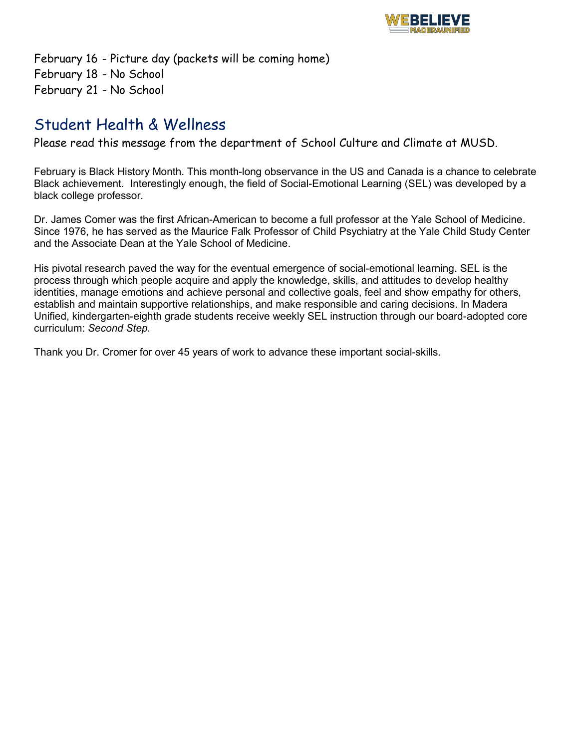February 16 - Picture day (packets will be coming home)
February 18 - No School
February 21 - No School

## Student Health & Wellness

Please read this message from the department of School Culture and Climate at MUSD.

February is Black History Month. This month-long observance in the US and Canada is a chance to celebrate Black achievement.  Interestingly enough, the field of Social-Emotional Learning (SEL) was developed by a black college professor.

Dr. James Comer was the first African-American to become a full professor at the Yale School of Medicine. Since 1976, he has served as the Maurice Falk Professor of Child Psychiatry at the Yale Child Study Center and the Associate Dean at the Yale School of Medicine.

His pivotal research paved the way for the eventual emergence of social-emotional learning. SEL is the process through which people acquire and apply the knowledge, skills, and attitudes to develop healthy identities, manage emotions and achieve personal and collective goals, feel and show empathy for others, establish and maintain supportive relationships, and make responsible and caring decisions. In Madera Unified, kindergarten-eighth grade students receive weekly SEL instruction through our board-adopted core curriculum: *Second Step.*

Thank you Dr. Cromer for over 45 years of work to advance these important social-skills.